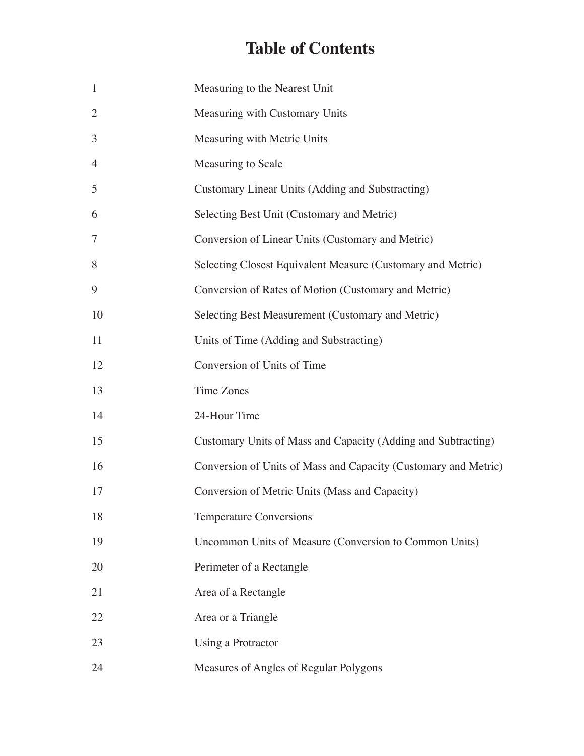# Table of Contents

| | |
|---|---|
| 1 | Measuring to the Nearest Unit |
| 2 | Measuring with Customary Units |
| 3 | Measuring with Metric Units |
| 4 | Measuring to Scale |
| 5 | Customary Linear Units (Adding and Substracting) |
| 6 | Selecting Best Unit (Customary and Metric) |
| 7 | Conversion of Linear Units (Customary and Metric) |
| 8 | Selecting Closest Equivalent Measure (Customary and Metric) |
| 9 | Conversion of Rates of Motion (Customary and Metric) |
| 10 | Selecting Best Measurement (Customary and Metric) |
| 11 | Units of Time (Adding and Substracting) |
| 12 | Conversion of Units of Time |
| 13 | Time Zones |
| 14 | 24-Hour Time |
| 15 | Customary Units of Mass and Capacity (Adding and Subtracting) |
| 16 | Conversion of Units of Mass and Capacity (Customary and Metric) |
| 17 | Conversion of Metric Units (Mass and Capacity) |
| 18 | Temperature Conversions |
| 19 | Uncommon Units of Measure (Conversion to Common Units) |
| 20 | Perimeter of a Rectangle |
| 21 | Area of a Rectangle |
| 22 | Area or a Triangle |
| 23 | Using a Protractor |
| 24 | Measures of Angles of Regular Polygons |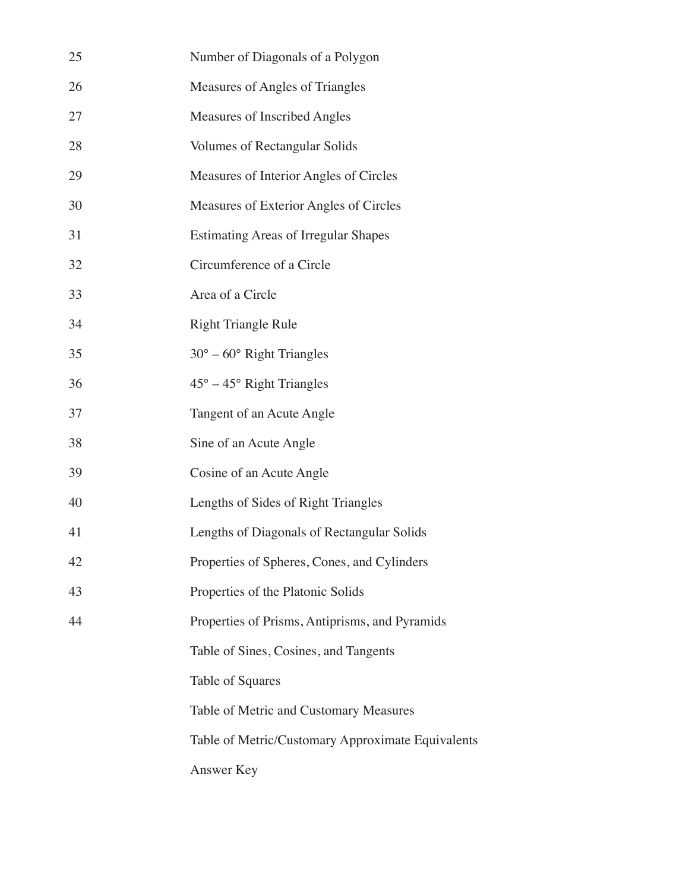| | |
|---|---|
| 25 | Number of Diagonals of a Polygon |
| 26 | Measures of Angles of Triangles |
| 27 | Measures of Inscribed Angles |
| 28 | Volumes of Rectangular Solids |
| 29 | Measures of Interior Angles of Circles |
| 30 | Measures of Exterior Angles of Circles |
| 31 | Estimating Areas of Irregular Shapes |
| 32 | Circumference of a Circle |
| 33 | Area of a Circle |
| 34 | Right Triangle Rule |
| 35 | 30° – 60° Right Triangles |
| 36 | 45° – 45° Right Triangles |
| 37 | Tangent of an Acute Angle |
| 38 | Sine of an Acute Angle |
| 39 | Cosine of an Acute Angle |
| 40 | Lengths of Sides of Right Triangles |
| 41 | Lengths of Diagonals of Rectangular Solids |
| 42 | Properties of Spheres, Cones, and Cylinders |
| 43 | Properties of the Platonic Solids |
| 44 | Properties of Prisms, Antiprisms, and Pyramids |
| | Table of Sines, Cosines, and Tangents |
| | Table of Squares |
| | Table of Metric and Customary Measures |
| | Table of Metric/Customary Approximate Equivalents |
| | Answer Key |